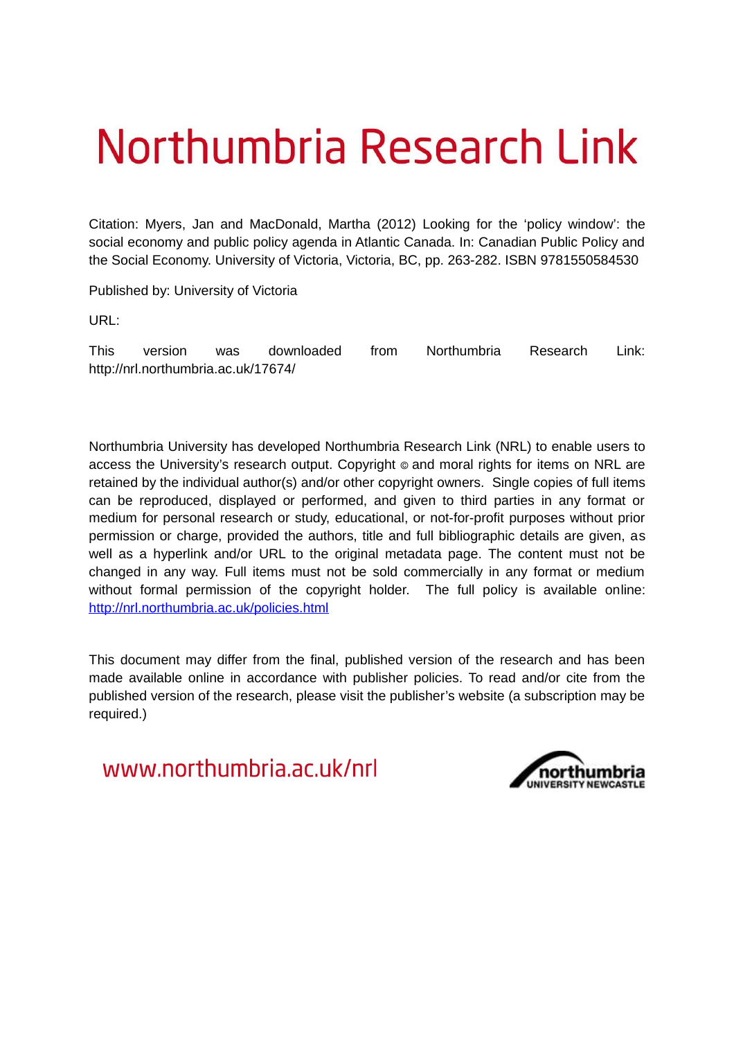# Northumbria Research Link

Citation: Myers, Jan and MacDonald, Martha (2012) Looking for the 'policy window': the social economy and public policy agenda in Atlantic Canada. In: Canadian Public Policy and the Social Economy. University of Victoria, Victoria, BC, pp. 263-282. ISBN 9781550584530

Published by: University of Victoria

URL:

This version was downloaded from Northumbria Research Link: http://nrl.northumbria.ac.uk/17674/

Northumbria University has developed Northumbria Research Link (NRL) to enable users to access the University's research output. Copyright © and moral rights for items on NRL are retained by the individual author(s) and/or other copyright owners. Single copies of full items can be reproduced, displayed or performed, and given to third parties in any format or medium for personal research or study, educational, or not-for-profit purposes without prior permission or charge, provided the authors, title and full bibliographic details are given, as well as a hyperlink and/or URL to the original metadata page. The content must not be changed in any way. Full items must not be sold commercially in any format or medium without formal permission of the copyright holder. The full policy is available online: http://nrl.northumbria.ac.uk/policies.html

This document may differ from the final, published version of the research and has been made available online in accordance with publisher policies. To read and/or cite from the published version of the research, please visit the publisher's website (a subscription may be required.)

www.northumbria.ac.uk/nrl

northumbria
UNIVERSITY NEWCASTLE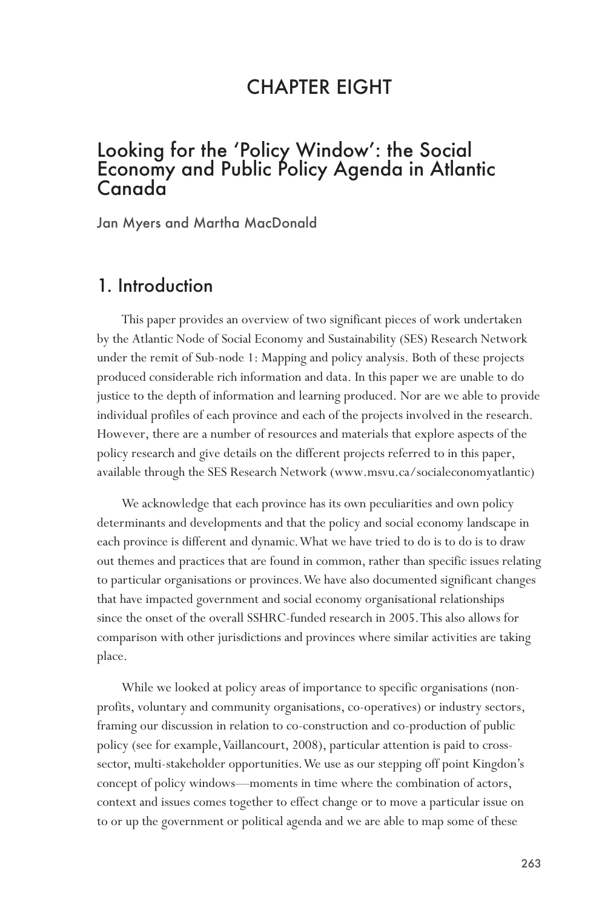# CHAPTER EIGHT

## Looking for the 'Policy Window': the Social Economy and Public Policy Agenda in Atlantic Canada

Jan Myers and Martha MacDonald

## 1. Introduction

This paper provides an overview of two significant pieces of work undertaken by the Atlantic Node of Social Economy and Sustainability (SES) Research Network under the remit of Sub-node 1: Mapping and policy analysis. Both of these projects produced considerable rich information and data. In this paper we are unable to do justice to the depth of information and learning produced. Nor are we able to provide individual profiles of each province and each of the projects involved in the research. However, there are a number of resources and materials that explore aspects of the policy research and give details on the different projects referred to in this paper, available through the SES Research Network (www.msvu.ca/socialeconomyatlantic)

We acknowledge that each province has its own peculiarities and own policy determinants and developments and that the policy and social economy landscape in each province is different and dynamic. What we have tried to do is to do is to draw out themes and practices that are found in common, rather than specific issues relating to particular organisations or provinces. We have also documented significant changes that have impacted government and social economy organisational relationships since the onset of the overall SSHRC-funded research in 2005. This also allows for comparison with other jurisdictions and provinces where similar activities are taking place.

While we looked at policy areas of importance to specific organisations (non-profits, voluntary and community organisations, co-operatives) or industry sectors, framing our discussion in relation to co-construction and co-production of public policy (see for example, Vaillancourt, 2008), particular attention is paid to cross-sector, multi-stakeholder opportunities. We use as our stepping off point Kingdon's concept of policy windows—moments in time where the combination of actors, context and issues comes together to effect change or to move a particular issue on to or up the government or political agenda and we are able to map some of these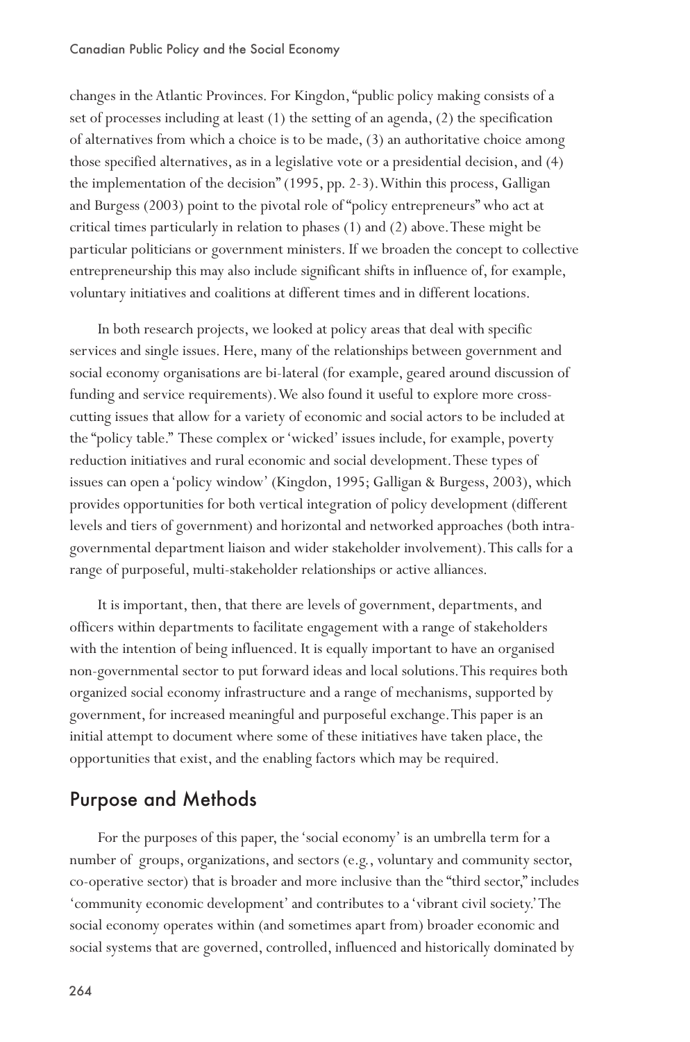changes in the Atlantic Provinces. For Kingdon, "public policy making consists of a set of processes including at least (1) the setting of an agenda, (2) the specification of alternatives from which a choice is to be made, (3) an authoritative choice among those specified alternatives, as in a legislative vote or a presidential decision, and (4) the implementation of the decision" (1995, pp. 2-3). Within this process, Galligan and Burgess (2003) point to the pivotal role of "policy entrepreneurs" who act at critical times particularly in relation to phases (1) and (2) above. These might be particular politicians or government ministers. If we broaden the concept to collective entrepreneurship this may also include significant shifts in influence of, for example, voluntary initiatives and coalitions at different times and in different locations.

In both research projects, we looked at policy areas that deal with specific services and single issues. Here, many of the relationships between government and social economy organisations are bi-lateral (for example, geared around discussion of funding and service requirements). We also found it useful to explore more cross-cutting issues that allow for a variety of economic and social actors to be included at the "policy table." These complex or 'wicked' issues include, for example, poverty reduction initiatives and rural economic and social development. These types of issues can open a 'policy window' (Kingdon, 1995; Galligan & Burgess, 2003), which provides opportunities for both vertical integration of policy development (different levels and tiers of government) and horizontal and networked approaches (both intra-governmental department liaison and wider stakeholder involvement). This calls for a range of purposeful, multi-stakeholder relationships or active alliances.

It is important, then, that there are levels of government, departments, and officers within departments to facilitate engagement with a range of stakeholders with the intention of being influenced. It is equally important to have an organised non-governmental sector to put forward ideas and local solutions. This requires both organized social economy infrastructure and a range of mechanisms, supported by government, for increased meaningful and purposeful exchange. This paper is an initial attempt to document where some of these initiatives have taken place, the opportunities that exist, and the enabling factors which may be required.

## Purpose and Methods

For the purposes of this paper, the 'social economy' is an umbrella term for a number of groups, organizations, and sectors (e.g., voluntary and community sector, co-operative sector) that is broader and more inclusive than the "third sector," includes 'community economic development' and contributes to a 'vibrant civil society.' The social economy operates within (and sometimes apart from) broader economic and social systems that are governed, controlled, influenced and historically dominated by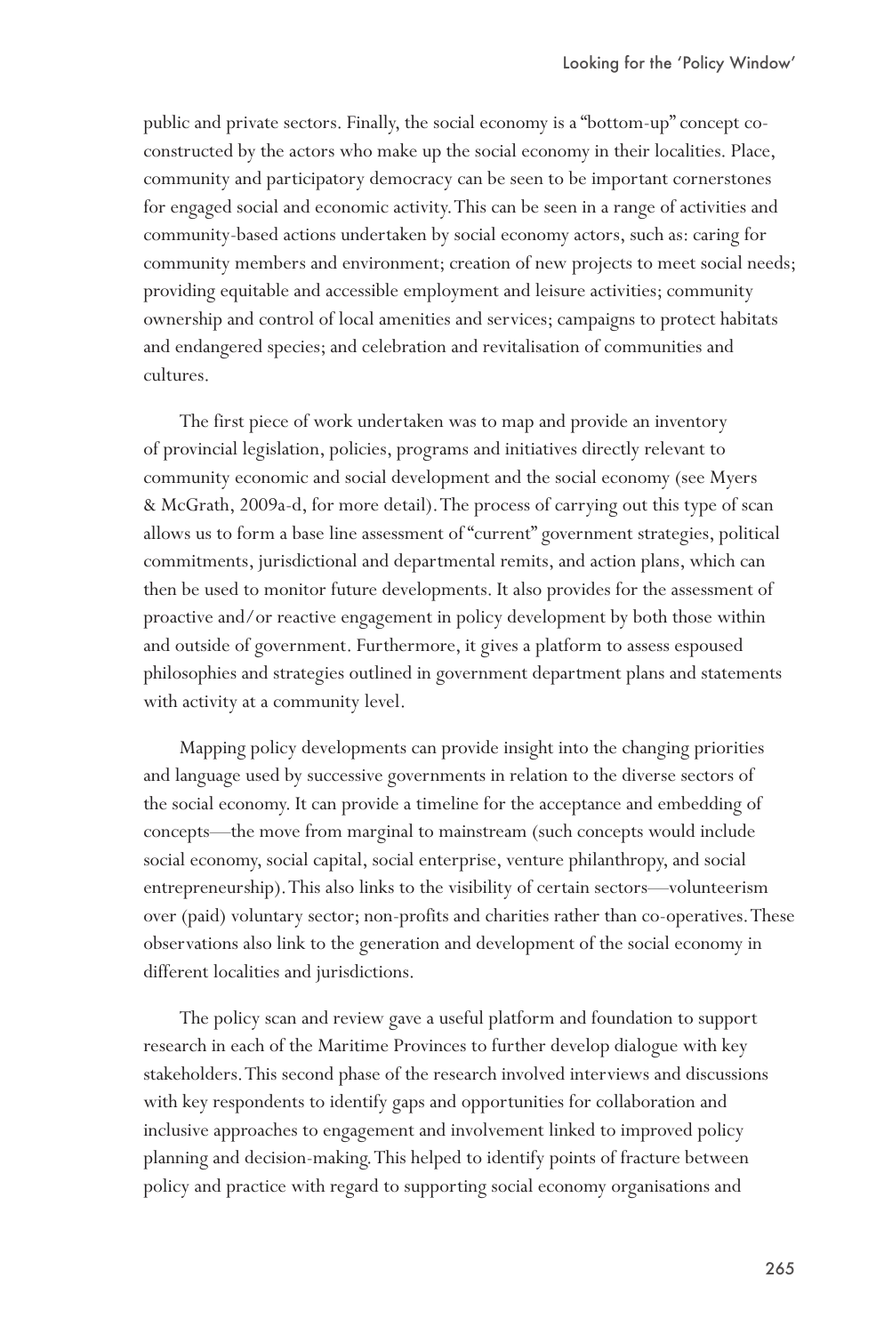public and private sectors. Finally, the social economy is a "bottom-up" concept co-constructed by the actors who make up the social economy in their localities. Place, community and participatory democracy can be seen to be important cornerstones for engaged social and economic activity. This can be seen in a range of activities and community-based actions undertaken by social economy actors, such as: caring for community members and environment; creation of new projects to meet social needs; providing equitable and accessible employment and leisure activities; community ownership and control of local amenities and services; campaigns to protect habitats and endangered species; and celebration and revitalisation of communities and cultures.

The first piece of work undertaken was to map and provide an inventory of provincial legislation, policies, programs and initiatives directly relevant to community economic and social development and the social economy (see Myers & McGrath, 2009a-d, for more detail). The process of carrying out this type of scan allows us to form a base line assessment of "current" government strategies, political commitments, jurisdictional and departmental remits, and action plans, which can then be used to monitor future developments. It also provides for the assessment of proactive and/or reactive engagement in policy development by both those within and outside of government. Furthermore, it gives a platform to assess espoused philosophies and strategies outlined in government department plans and statements with activity at a community level.

Mapping policy developments can provide insight into the changing priorities and language used by successive governments in relation to the diverse sectors of the social economy. It can provide a timeline for the acceptance and embedding of concepts—the move from marginal to mainstream (such concepts would include social economy, social capital, social enterprise, venture philanthropy, and social entrepreneurship). This also links to the visibility of certain sectors—volunteerism over (paid) voluntary sector; non-profits and charities rather than co-operatives. These observations also link to the generation and development of the social economy in different localities and jurisdictions.

The policy scan and review gave a useful platform and foundation to support research in each of the Maritime Provinces to further develop dialogue with key stakeholders. This second phase of the research involved interviews and discussions with key respondents to identify gaps and opportunities for collaboration and inclusive approaches to engagement and involvement linked to improved policy planning and decision-making. This helped to identify points of fracture between policy and practice with regard to supporting social economy organisations and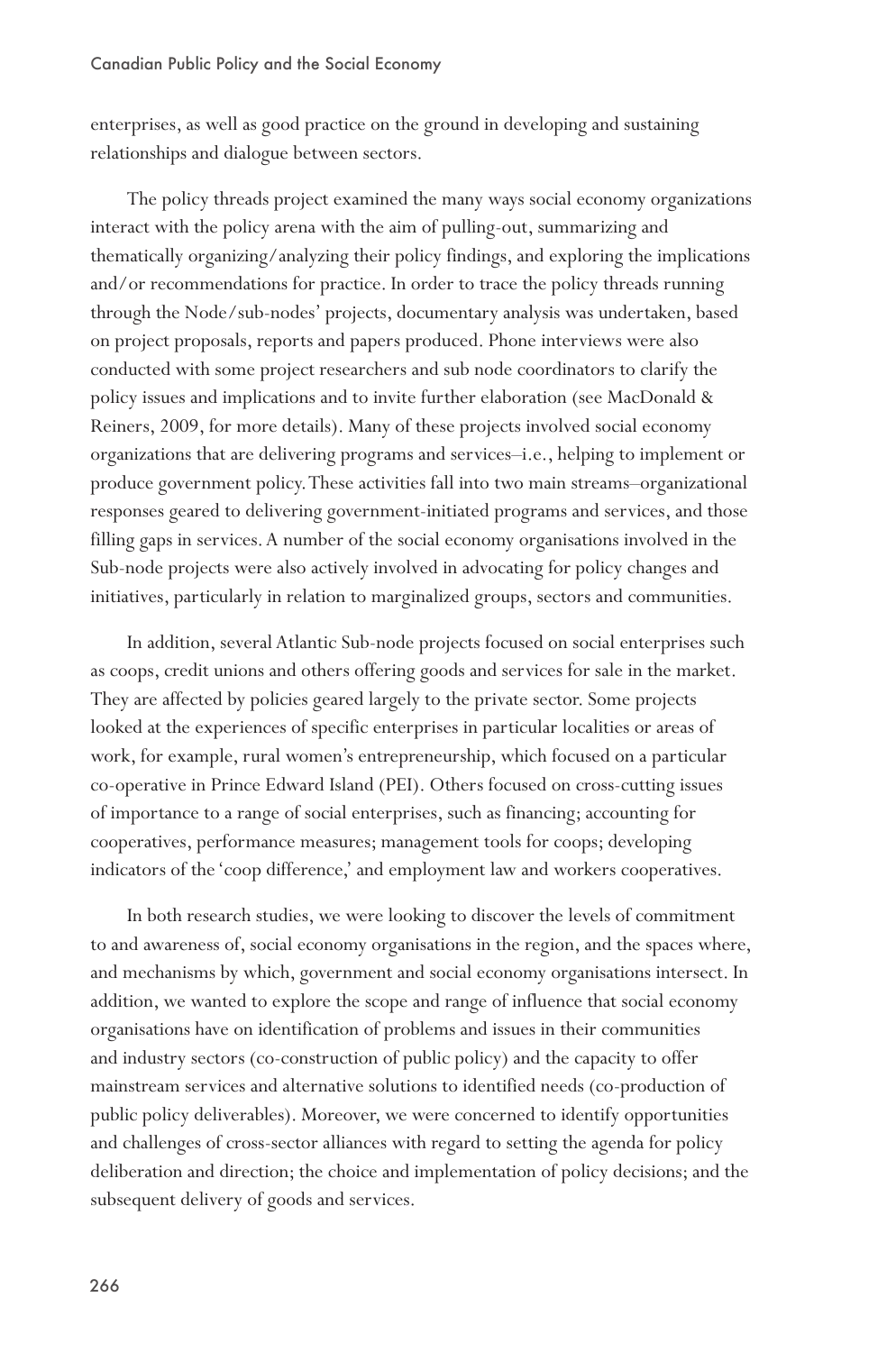enterprises, as well as good practice on the ground in developing and sustaining relationships and dialogue between sectors.

The policy threads project examined the many ways social economy organizations interact with the policy arena with the aim of pulling-out, summarizing and thematically organizing/analyzing their policy findings, and exploring the implications and/or recommendations for practice. In order to trace the policy threads running through the Node/sub-nodes' projects, documentary analysis was undertaken, based on project proposals, reports and papers produced. Phone interviews were also conducted with some project researchers and sub node coordinators to clarify the policy issues and implications and to invite further elaboration (see MacDonald & Reiners, 2009, for more details). Many of these projects involved social economy organizations that are delivering programs and services–i.e., helping to implement or produce government policy. These activities fall into two main streams–organizational responses geared to delivering government-initiated programs and services, and those filling gaps in services. A number of the social economy organisations involved in the Sub-node projects were also actively involved in advocating for policy changes and initiatives, particularly in relation to marginalized groups, sectors and communities.

In addition, several Atlantic Sub-node projects focused on social enterprises such as coops, credit unions and others offering goods and services for sale in the market. They are affected by policies geared largely to the private sector. Some projects looked at the experiences of specific enterprises in particular localities or areas of work, for example, rural women's entrepreneurship, which focused on a particular co-operative in Prince Edward Island (PEI). Others focused on cross-cutting issues of importance to a range of social enterprises, such as financing; accounting for cooperatives, performance measures; management tools for coops; developing indicators of the 'coop difference,' and employment law and workers cooperatives.

In both research studies, we were looking to discover the levels of commitment to and awareness of, social economy organisations in the region, and the spaces where, and mechanisms by which, government and social economy organisations intersect. In addition, we wanted to explore the scope and range of influence that social economy organisations have on identification of problems and issues in their communities and industry sectors (co-construction of public policy) and the capacity to offer mainstream services and alternative solutions to identified needs (co-production of public policy deliverables). Moreover, we were concerned to identify opportunities and challenges of cross-sector alliances with regard to setting the agenda for policy deliberation and direction; the choice and implementation of policy decisions; and the subsequent delivery of goods and services.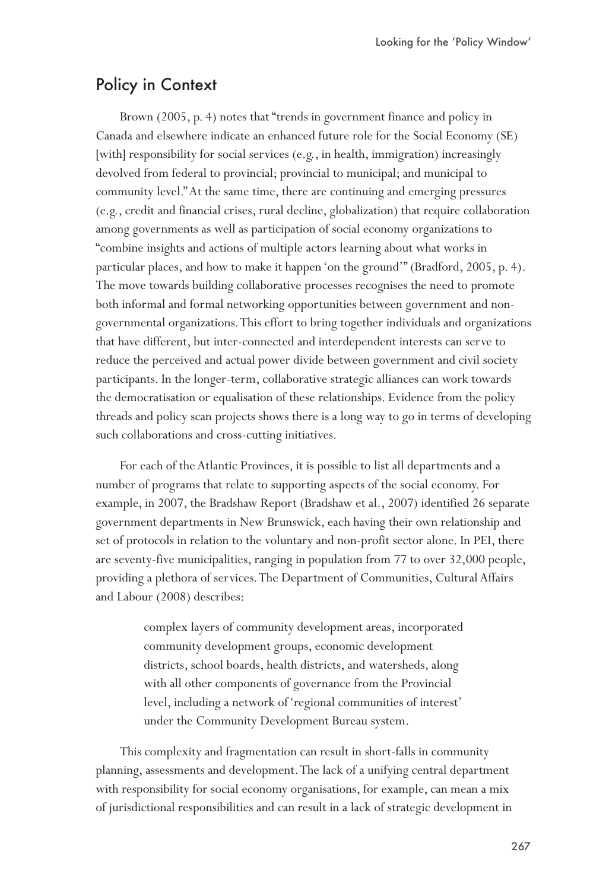## Policy in Context

Brown (2005, p. 4) notes that "trends in government finance and policy in Canada and elsewhere indicate an enhanced future role for the Social Economy (SE) [with] responsibility for social services (e.g., in health, immigration) increasingly devolved from federal to provincial; provincial to municipal; and municipal to community level." At the same time, there are continuing and emerging pressures (e.g., credit and financial crises, rural decline, globalization) that require collaboration among governments as well as participation of social economy organizations to "combine insights and actions of multiple actors learning about what works in particular places, and how to make it happen 'on the ground'" (Bradford, 2005, p. 4). The move towards building collaborative processes recognises the need to promote both informal and formal networking opportunities between government and non-governmental organizations. This effort to bring together individuals and organizations that have different, but inter-connected and interdependent interests can serve to reduce the perceived and actual power divide between government and civil society participants. In the longer-term, collaborative strategic alliances can work towards the democratisation or equalisation of these relationships. Evidence from the policy threads and policy scan projects shows there is a long way to go in terms of developing such collaborations and cross-cutting initiatives.

For each of the Atlantic Provinces, it is possible to list all departments and a number of programs that relate to supporting aspects of the social economy. For example, in 2007, the Bradshaw Report (Bradshaw et al., 2007) identified 26 separate government departments in New Brunswick, each having their own relationship and set of protocols in relation to the voluntary and non-profit sector alone. In PEI, there are seventy-five municipalities, ranging in population from 77 to over 32,000 people, providing a plethora of services. The Department of Communities, Cultural Affairs and Labour (2008) describes:

> complex layers of community development areas, incorporated community development groups, economic development districts, school boards, health districts, and watersheds, along with all other components of governance from the Provincial level, including a network of 'regional communities of interest' under the Community Development Bureau system.

This complexity and fragmentation can result in short-falls in community planning, assessments and development. The lack of a unifying central department with responsibility for social economy organisations, for example, can mean a mix of jurisdictional responsibilities and can result in a lack of strategic development in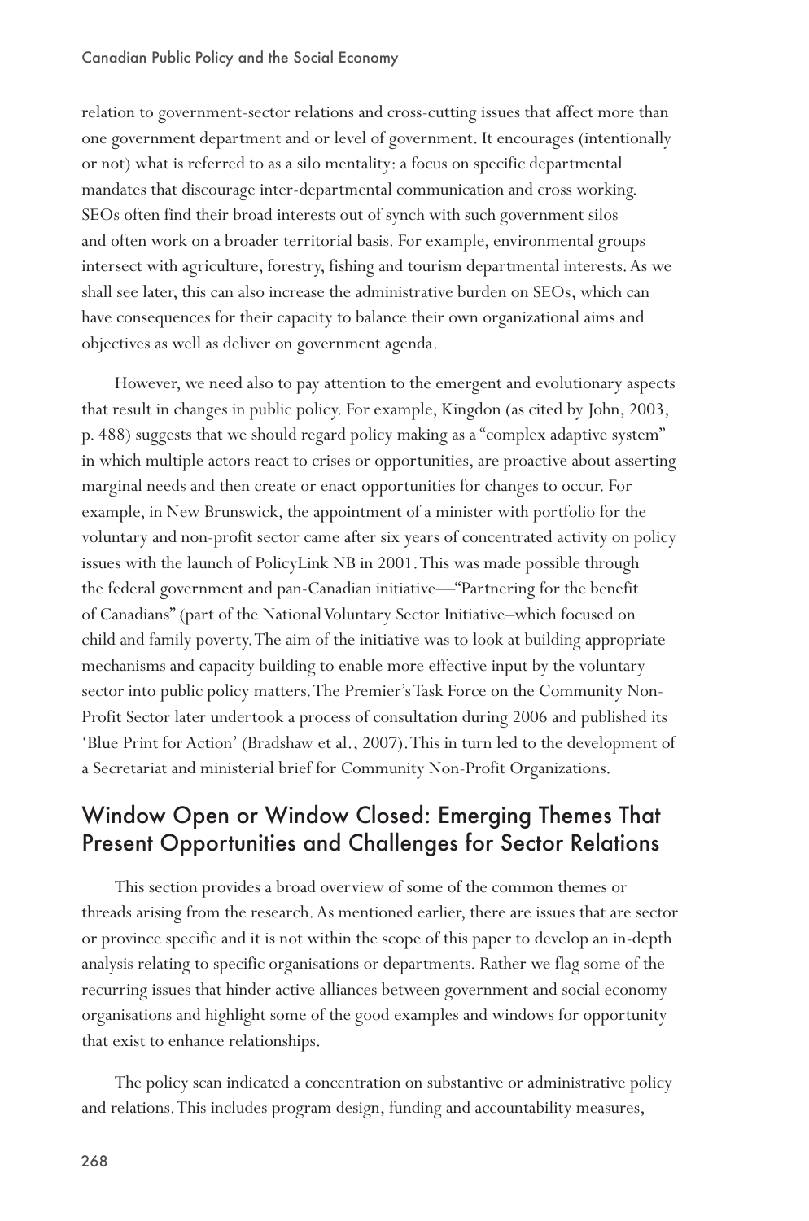relation to government-sector relations and cross-cutting issues that affect more than one government department and or level of government. It encourages (intentionally or not) what is referred to as a silo mentality: a focus on specific departmental mandates that discourage inter-departmental communication and cross working. SEOs often find their broad interests out of synch with such government silos and often work on a broader territorial basis. For example, environmental groups intersect with agriculture, forestry, fishing and tourism departmental interests. As we shall see later, this can also increase the administrative burden on SEOs, which can have consequences for their capacity to balance their own organizational aims and objectives as well as deliver on government agenda.

However, we need also to pay attention to the emergent and evolutionary aspects that result in changes in public policy. For example, Kingdon (as cited by John, 2003, p. 488) suggests that we should regard policy making as a "complex adaptive system" in which multiple actors react to crises or opportunities, are proactive about asserting marginal needs and then create or enact opportunities for changes to occur. For example, in New Brunswick, the appointment of a minister with portfolio for the voluntary and non-profit sector came after six years of concentrated activity on policy issues with the launch of PolicyLink NB in 2001. This was made possible through the federal government and pan-Canadian initiative—"Partnering for the benefit of Canadians" (part of the National Voluntary Sector Initiative–which focused on child and family poverty. The aim of the initiative was to look at building appropriate mechanisms and capacity building to enable more effective input by the voluntary sector into public policy matters. The Premier's Task Force on the Community Non-Profit Sector later undertook a process of consultation during 2006 and published its 'Blue Print for Action' (Bradshaw et al., 2007). This in turn led to the development of a Secretariat and ministerial brief for Community Non-Profit Organizations.

## Window Open or Window Closed: Emerging Themes That Present Opportunities and Challenges for Sector Relations

This section provides a broad overview of some of the common themes or threads arising from the research. As mentioned earlier, there are issues that are sector or province specific and it is not within the scope of this paper to develop an in-depth analysis relating to specific organisations or departments. Rather we flag some of the recurring issues that hinder active alliances between government and social economy organisations and highlight some of the good examples and windows for opportunity that exist to enhance relationships.

The policy scan indicated a concentration on substantive or administrative policy and relations. This includes program design, funding and accountability measures,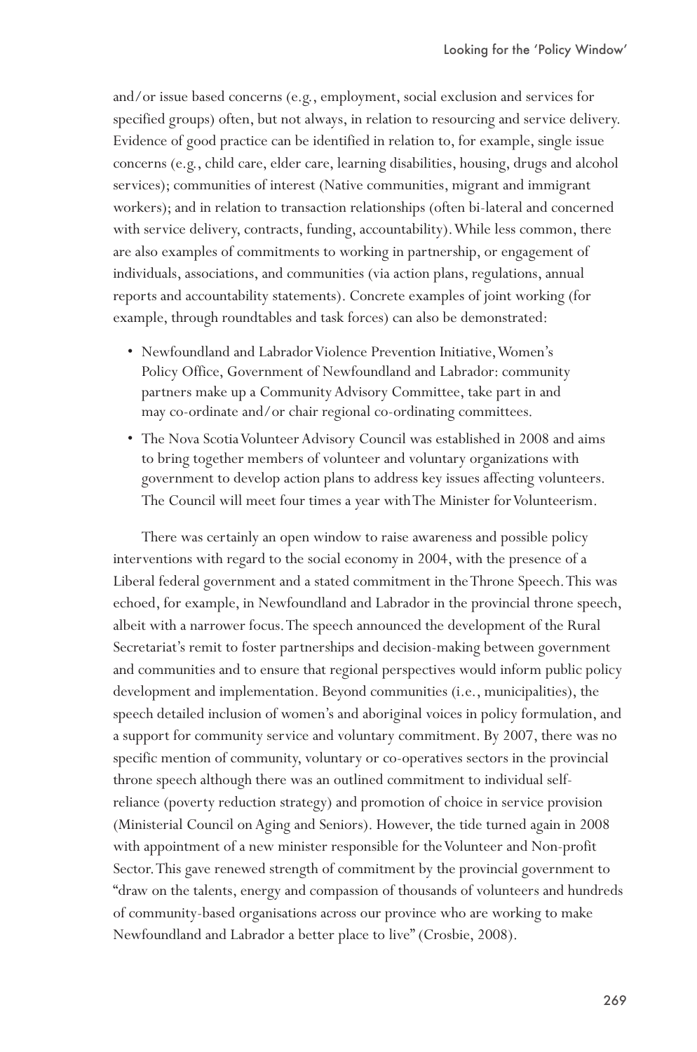and/or issue based concerns (e.g., employment, social exclusion and services for specified groups) often, but not always, in relation to resourcing and service delivery. Evidence of good practice can be identified in relation to, for example, single issue concerns (e.g., child care, elder care, learning disabilities, housing, drugs and alcohol services); communities of interest (Native communities, migrant and immigrant workers); and in relation to transaction relationships (often bi-lateral and concerned with service delivery, contracts, funding, accountability). While less common, there are also examples of commitments to working in partnership, or engagement of individuals, associations, and communities (via action plans, regulations, annual reports and accountability statements). Concrete examples of joint working (for example, through roundtables and task forces) can also be demonstrated:

- Newfoundland and Labrador Violence Prevention Initiative, Women's Policy Office, Government of Newfoundland and Labrador: community partners make up a Community Advisory Committee, take part in and may co-ordinate and/or chair regional co-ordinating committees.
- The Nova Scotia Volunteer Advisory Council was established in 2008 and aims to bring together members of volunteer and voluntary organizations with government to develop action plans to address key issues affecting volunteers. The Council will meet four times a year with The Minister for Volunteerism.

There was certainly an open window to raise awareness and possible policy interventions with regard to the social economy in 2004, with the presence of a Liberal federal government and a stated commitment in the Throne Speech. This was echoed, for example, in Newfoundland and Labrador in the provincial throne speech, albeit with a narrower focus. The speech announced the development of the Rural Secretariat's remit to foster partnerships and decision-making between government and communities and to ensure that regional perspectives would inform public policy development and implementation. Beyond communities (i.e., municipalities), the speech detailed inclusion of women's and aboriginal voices in policy formulation, and a support for community service and voluntary commitment. By 2007, there was no specific mention of community, voluntary or co-operatives sectors in the provincial throne speech although there was an outlined commitment to individual self-reliance (poverty reduction strategy) and promotion of choice in service provision (Ministerial Council on Aging and Seniors). However, the tide turned again in 2008 with appointment of a new minister responsible for the Volunteer and Non-profit Sector. This gave renewed strength of commitment by the provincial government to "draw on the talents, energy and compassion of thousands of volunteers and hundreds of community-based organisations across our province who are working to make Newfoundland and Labrador a better place to live" (Crosbie, 2008).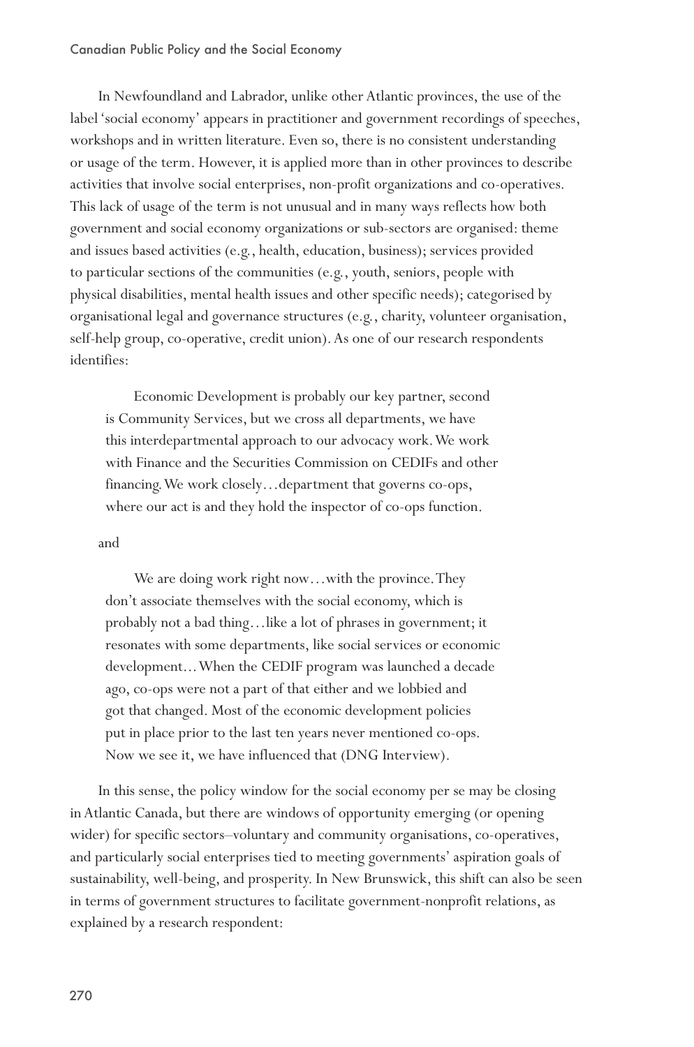In Newfoundland and Labrador, unlike other Atlantic provinces, the use of the label 'social economy' appears in practitioner and government recordings of speeches, workshops and in written literature. Even so, there is no consistent understanding or usage of the term. However, it is applied more than in other provinces to describe activities that involve social enterprises, non-profit organizations and co-operatives. This lack of usage of the term is not unusual and in many ways reflects how both government and social economy organizations or sub-sectors are organised: theme and issues based activities (e.g., health, education, business); services provided to particular sections of the communities (e.g., youth, seniors, people with physical disabilities, mental health issues and other specific needs); categorised by organisational legal and governance structures (e.g., charity, volunteer organisation, self-help group, co-operative, credit union). As one of our research respondents identifies:

> Economic Development is probably our key partner, second is Community Services, but we cross all departments, we have this interdepartmental approach to our advocacy work. We work with Finance and the Securities Commission on CEDIFs and other financing. We work closely…department that governs co-ops, where our act is and they hold the inspector of co-ops function.

and

> We are doing work right now…with the province. They don't associate themselves with the social economy, which is probably not a bad thing…like a lot of phrases in government; it resonates with some departments, like social services or economic development…When the CEDIF program was launched a decade ago, co-ops were not a part of that either and we lobbied and got that changed. Most of the economic development policies put in place prior to the last ten years never mentioned co-ops. Now we see it, we have influenced that (DNG Interview).

In this sense, the policy window for the social economy per se may be closing in Atlantic Canada, but there are windows of opportunity emerging (or opening wider) for specific sectors–voluntary and community organisations, co-operatives, and particularly social enterprises tied to meeting governments' aspiration goals of sustainability, well-being, and prosperity. In New Brunswick, this shift can also be seen in terms of government structures to facilitate government-nonprofit relations, as explained by a research respondent: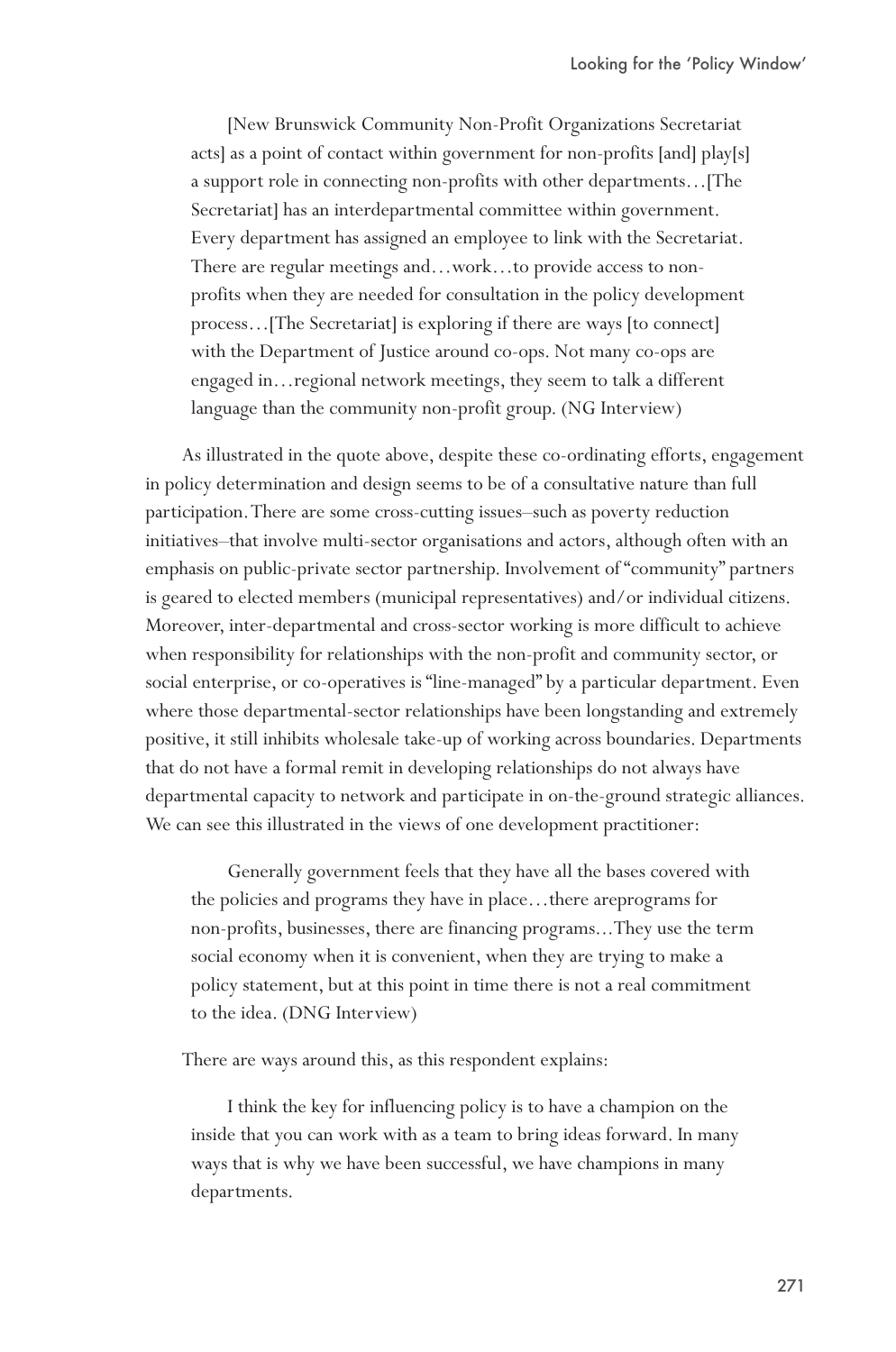> [New Brunswick Community Non-Profit Organizations Secretariat acts] as a point of contact within government for non-profits [and] play[s] a support role in connecting non-profits with other departments…[The Secretariat] has an interdepartmental committee within government. Every department has assigned an employee to link with the Secretariat. There are regular meetings and…work…to provide access to non-profits when they are needed for consultation in the policy development process…[The Secretariat] is exploring if there are ways [to connect] with the Department of Justice around co-ops. Not many co-ops are engaged in…regional network meetings, they seem to talk a different language than the community non-profit group. (NG Interview)

As illustrated in the quote above, despite these co-ordinating efforts, engagement in policy determination and design seems to be of a consultative nature than full participation. There are some cross-cutting issues–such as poverty reduction initiatives–that involve multi-sector organisations and actors, although often with an emphasis on public-private sector partnership. Involvement of "community" partners is geared to elected members (municipal representatives) and/or individual citizens. Moreover, inter-departmental and cross-sector working is more difficult to achieve when responsibility for relationships with the non-profit and community sector, or social enterprise, or co-operatives is "line-managed" by a particular department. Even where those departmental-sector relationships have been longstanding and extremely positive, it still inhibits wholesale take-up of working across boundaries. Departments that do not have a formal remit in developing relationships do not always have departmental capacity to network and participate in on-the-ground strategic alliances. We can see this illustrated in the views of one development practitioner:

> Generally government feels that they have all the bases covered with the policies and programs they have in place…there areprograms for non-profits, businesses, there are financing programs…They use the term social economy when it is convenient, when they are trying to make a policy statement, but at this point in time there is not a real commitment to the idea. (DNG Interview)

There are ways around this, as this respondent explains:

> I think the key for influencing policy is to have a champion on the inside that you can work with as a team to bring ideas forward. In many ways that is why we have been successful, we have champions in many departments.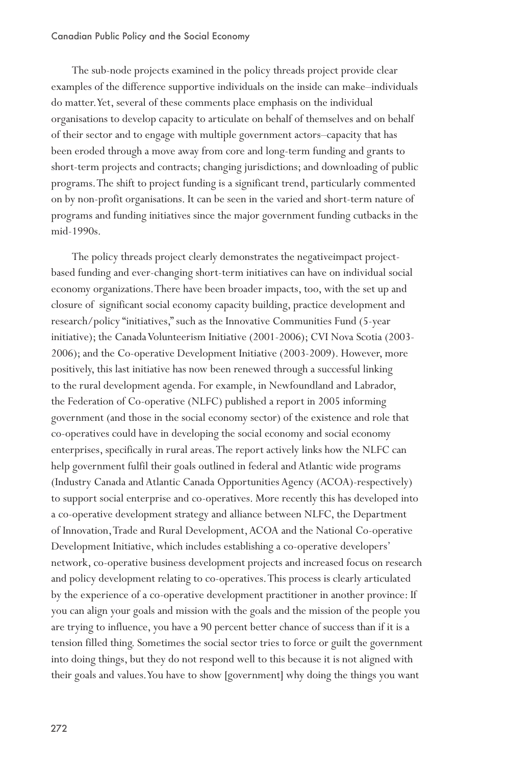The sub-node projects examined in the policy threads project provide clear examples of the difference supportive individuals on the inside can make–individuals do matter. Yet, several of these comments place emphasis on the individual organisations to develop capacity to articulate on behalf of themselves and on behalf of their sector and to engage with multiple government actors–capacity that has been eroded through a move away from core and long-term funding and grants to short-term projects and contracts; changing jurisdictions; and downloading of public programs. The shift to project funding is a significant trend, particularly commented on by non-profit organisations. It can be seen in the varied and short-term nature of programs and funding initiatives since the major government funding cutbacks in the mid-1990s.

The policy threads project clearly demonstrates the negativeimpact project-based funding and ever-changing short-term initiatives can have on individual social economy organizations. There have been broader impacts, too, with the set up and closure of significant social economy capacity building, practice development and research/policy "initiatives," such as the Innovative Communities Fund (5-year initiative); the Canada Volunteerism Initiative (2001-2006); CVI Nova Scotia (2003-2006); and the Co-operative Development Initiative (2003-2009). However, more positively, this last initiative has now been renewed through a successful linking to the rural development agenda. For example, in Newfoundland and Labrador, the Federation of Co-operative (NLFC) published a report in 2005 informing government (and those in the social economy sector) of the existence and role that co-operatives could have in developing the social economy and social economy enterprises, specifically in rural areas. The report actively links how the NLFC can help government fulfil their goals outlined in federal and Atlantic wide programs (Industry Canada and Atlantic Canada Opportunities Agency (ACOA)-respectively) to support social enterprise and co-operatives. More recently this has developed into a co-operative development strategy and alliance between NLFC, the Department of Innovation, Trade and Rural Development, ACOA and the National Co-operative Development Initiative, which includes establishing a co-operative developers' network, co-operative business development projects and increased focus on research and policy development relating to co-operatives. This process is clearly articulated by the experience of a co-operative development practitioner in another province: If you can align your goals and mission with the goals and the mission of the people you are trying to influence, you have a 90 percent better chance of success than if it is a tension filled thing. Sometimes the social sector tries to force or guilt the government into doing things, but they do not respond well to this because it is not aligned with their goals and values. You have to show [government] why doing the things you want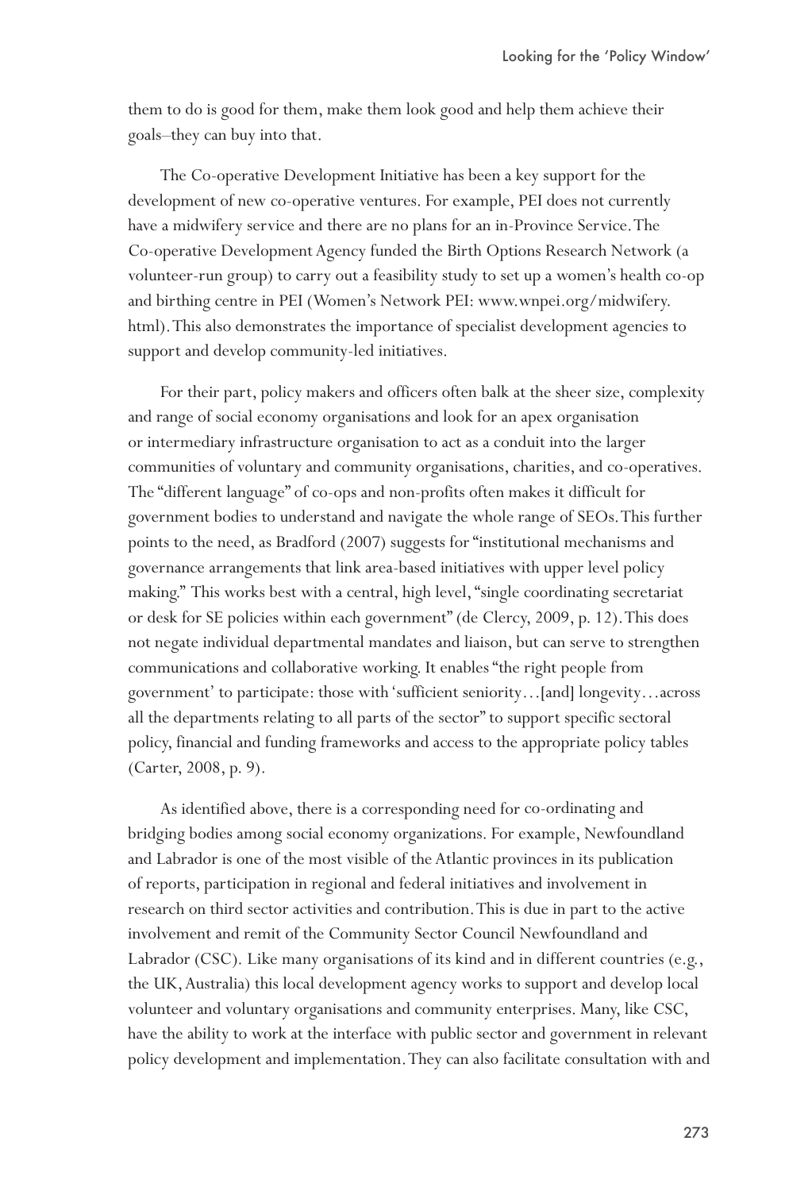them to do is good for them, make them look good and help them achieve their goals–they can buy into that.

The Co-operative Development Initiative has been a key support for the development of new co-operative ventures. For example, PEI does not currently have a midwifery service and there are no plans for an in-Province Service. The Co-operative Development Agency funded the Birth Options Research Network (a volunteer-run group) to carry out a feasibility study to set up a women's health co-op and birthing centre in PEI (Women's Network PEI: www.wnpei.org/midwifery.html). This also demonstrates the importance of specialist development agencies to support and develop community-led initiatives.

For their part, policy makers and officers often balk at the sheer size, complexity and range of social economy organisations and look for an apex organisation or intermediary infrastructure organisation to act as a conduit into the larger communities of voluntary and community organisations, charities, and co-operatives. The "different language" of co-ops and non-profits often makes it difficult for government bodies to understand and navigate the whole range of SEOs. This further points to the need, as Bradford (2007) suggests for "institutional mechanisms and governance arrangements that link area-based initiatives with upper level policy making." This works best with a central, high level, "single coordinating secretariat or desk for SE policies within each government" (de Clercy, 2009, p. 12). This does not negate individual departmental mandates and liaison, but can serve to strengthen communications and collaborative working. It enables "the right people from government' to participate: those with 'sufficient seniority…[and] longevity…across all the departments relating to all parts of the sector" to support specific sectoral policy, financial and funding frameworks and access to the appropriate policy tables (Carter, 2008, p. 9).

As identified above, there is a corresponding need for co-ordinating and bridging bodies among social economy organizations. For example, Newfoundland and Labrador is one of the most visible of the Atlantic provinces in its publication of reports, participation in regional and federal initiatives and involvement in research on third sector activities and contribution. This is due in part to the active involvement and remit of the Community Sector Council Newfoundland and Labrador (CSC). Like many organisations of its kind and in different countries (e.g., the UK, Australia) this local development agency works to support and develop local volunteer and voluntary organisations and community enterprises. Many, like CSC, have the ability to work at the interface with public sector and government in relevant policy development and implementation. They can also facilitate consultation with and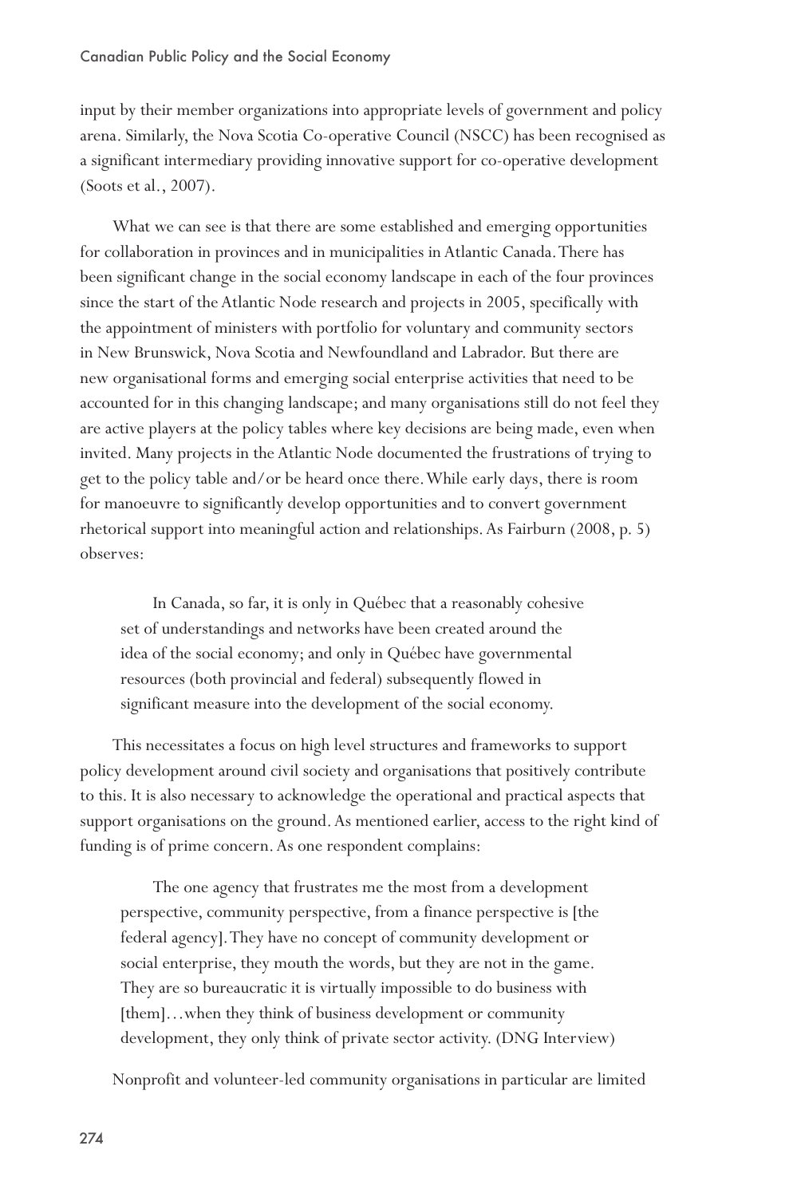input by their member organizations into appropriate levels of government and policy arena. Similarly, the Nova Scotia Co-operative Council (NSCC) has been recognised as a significant intermediary providing innovative support for co-operative development (Soots et al., 2007).

What we can see is that there are some established and emerging opportunities for collaboration in provinces and in municipalities in Atlantic Canada. There has been significant change in the social economy landscape in each of the four provinces since the start of the Atlantic Node research and projects in 2005, specifically with the appointment of ministers with portfolio for voluntary and community sectors in New Brunswick, Nova Scotia and Newfoundland and Labrador. But there are new organisational forms and emerging social enterprise activities that need to be accounted for in this changing landscape; and many organisations still do not feel they are active players at the policy tables where key decisions are being made, even when invited. Many projects in the Atlantic Node documented the frustrations of trying to get to the policy table and/or be heard once there. While early days, there is room for manoeuvre to significantly develop opportunities and to convert government rhetorical support into meaningful action and relationships. As Fairburn (2008, p. 5) observes:

> In Canada, so far, it is only in Québec that a reasonably cohesive set of understandings and networks have been created around the idea of the social economy; and only in Québec have governmental resources (both provincial and federal) subsequently flowed in significant measure into the development of the social economy.

This necessitates a focus on high level structures and frameworks to support policy development around civil society and organisations that positively contribute to this. It is also necessary to acknowledge the operational and practical aspects that support organisations on the ground. As mentioned earlier, access to the right kind of funding is of prime concern. As one respondent complains:

> The one agency that frustrates me the most from a development perspective, community perspective, from a finance perspective is [the federal agency]. They have no concept of community development or social enterprise, they mouth the words, but they are not in the game. They are so bureaucratic it is virtually impossible to do business with [them]…when they think of business development or community development, they only think of private sector activity. (DNG Interview)

Nonprofit and volunteer-led community organisations in particular are limited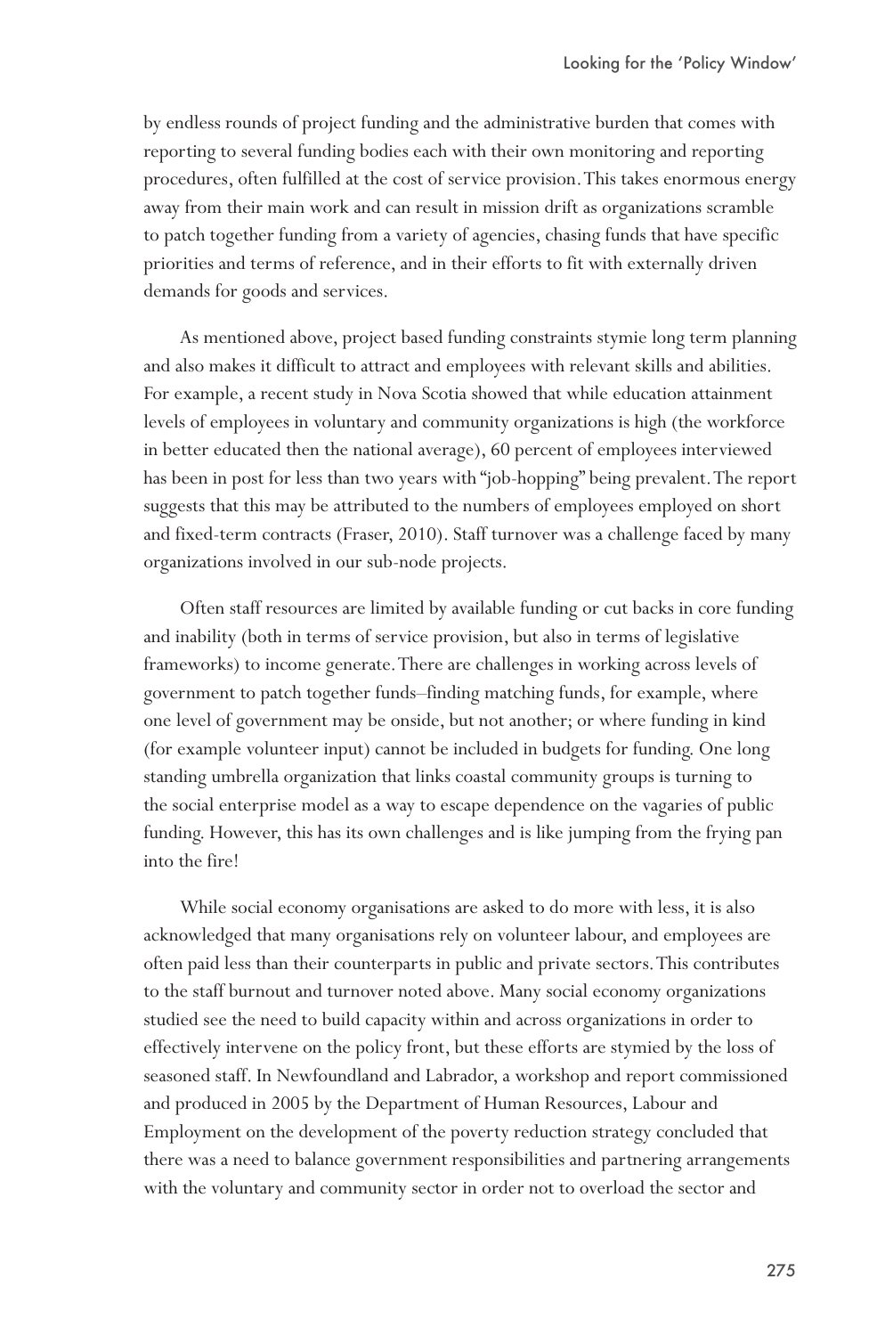by endless rounds of project funding and the administrative burden that comes with reporting to several funding bodies each with their own monitoring and reporting procedures, often fulfilled at the cost of service provision. This takes enormous energy away from their main work and can result in mission drift as organizations scramble to patch together funding from a variety of agencies, chasing funds that have specific priorities and terms of reference, and in their efforts to fit with externally driven demands for goods and services.

As mentioned above, project based funding constraints stymie long term planning and also makes it difficult to attract and employees with relevant skills and abilities. For example, a recent study in Nova Scotia showed that while education attainment levels of employees in voluntary and community organizations is high (the workforce in better educated then the national average), 60 percent of employees interviewed has been in post for less than two years with "job-hopping" being prevalent. The report suggests that this may be attributed to the numbers of employees employed on short and fixed-term contracts (Fraser, 2010). Staff turnover was a challenge faced by many organizations involved in our sub-node projects.

Often staff resources are limited by available funding or cut backs in core funding and inability (both in terms of service provision, but also in terms of legislative frameworks) to income generate. There are challenges in working across levels of government to patch together funds–finding matching funds, for example, where one level of government may be onside, but not another; or where funding in kind (for example volunteer input) cannot be included in budgets for funding. One long standing umbrella organization that links coastal community groups is turning to the social enterprise model as a way to escape dependence on the vagaries of public funding. However, this has its own challenges and is like jumping from the frying pan into the fire!

While social economy organisations are asked to do more with less, it is also acknowledged that many organisations rely on volunteer labour, and employees are often paid less than their counterparts in public and private sectors. This contributes to the staff burnout and turnover noted above. Many social economy organizations studied see the need to build capacity within and across organizations in order to effectively intervene on the policy front, but these efforts are stymied by the loss of seasoned staff. In Newfoundland and Labrador, a workshop and report commissioned and produced in 2005 by the Department of Human Resources, Labour and Employment on the development of the poverty reduction strategy concluded that there was a need to balance government responsibilities and partnering arrangements with the voluntary and community sector in order not to overload the sector and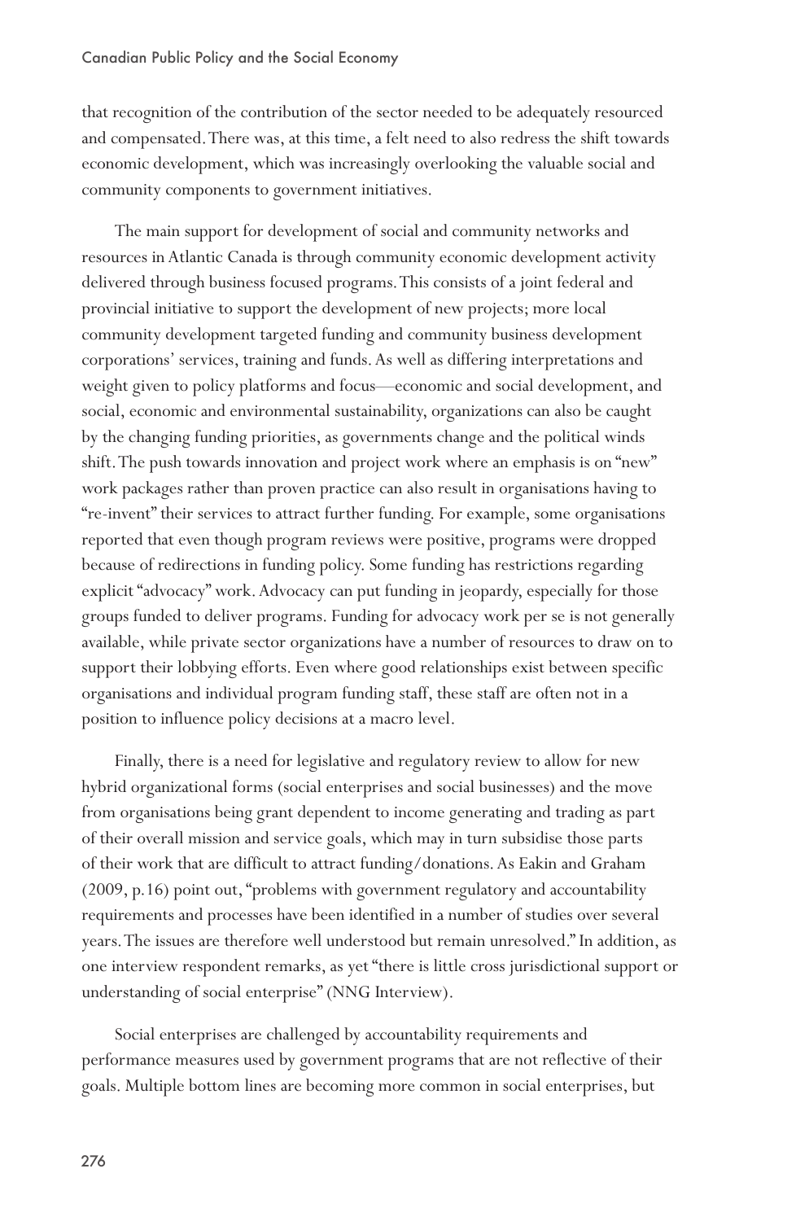that recognition of the contribution of the sector needed to be adequately resourced and compensated. There was, at this time, a felt need to also redress the shift towards economic development, which was increasingly overlooking the valuable social and community components to government initiatives.

The main support for development of social and community networks and resources in Atlantic Canada is through community economic development activity delivered through business focused programs. This consists of a joint federal and provincial initiative to support the development of new projects; more local community development targeted funding and community business development corporations' services, training and funds. As well as differing interpretations and weight given to policy platforms and focus—economic and social development, and social, economic and environmental sustainability, organizations can also be caught by the changing funding priorities, as governments change and the political winds shift. The push towards innovation and project work where an emphasis is on "new" work packages rather than proven practice can also result in organisations having to "re-invent" their services to attract further funding. For example, some organisations reported that even though program reviews were positive, programs were dropped because of redirections in funding policy. Some funding has restrictions regarding explicit "advocacy" work. Advocacy can put funding in jeopardy, especially for those groups funded to deliver programs. Funding for advocacy work per se is not generally available, while private sector organizations have a number of resources to draw on to support their lobbying efforts. Even where good relationships exist between specific organisations and individual program funding staff, these staff are often not in a position to influence policy decisions at a macro level.

Finally, there is a need for legislative and regulatory review to allow for new hybrid organizational forms (social enterprises and social businesses) and the move from organisations being grant dependent to income generating and trading as part of their overall mission and service goals, which may in turn subsidise those parts of their work that are difficult to attract funding/donations. As Eakin and Graham (2009, p.16) point out, "problems with government regulatory and accountability requirements and processes have been identified in a number of studies over several years. The issues are therefore well understood but remain unresolved." In addition, as one interview respondent remarks, as yet "there is little cross jurisdictional support or understanding of social enterprise" (NNG Interview).

Social enterprises are challenged by accountability requirements and performance measures used by government programs that are not reflective of their goals. Multiple bottom lines are becoming more common in social enterprises, but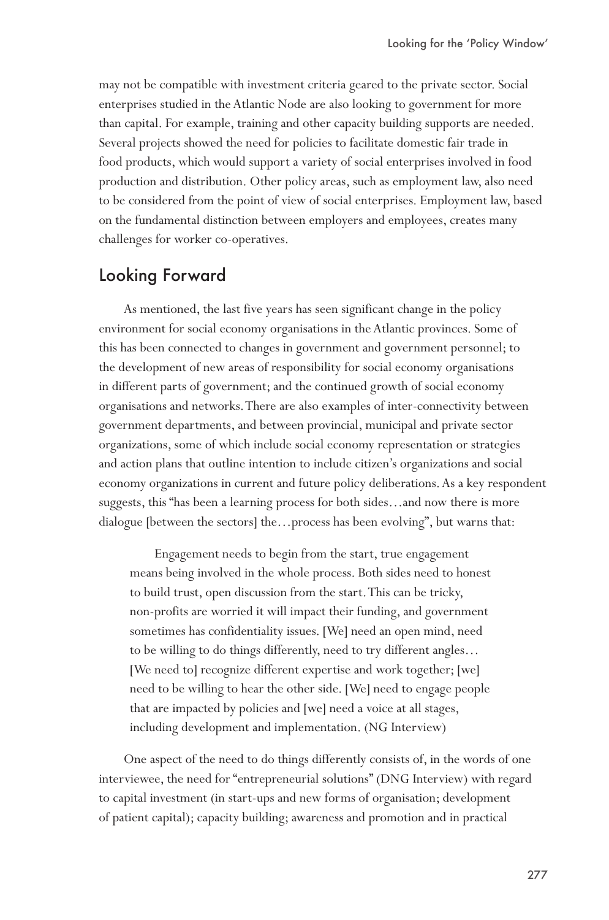may not be compatible with investment criteria geared to the private sector. Social enterprises studied in the Atlantic Node are also looking to government for more than capital. For example, training and other capacity building supports are needed. Several projects showed the need for policies to facilitate domestic fair trade in food products, which would support a variety of social enterprises involved in food production and distribution. Other policy areas, such as employment law, also need to be considered from the point of view of social enterprises. Employment law, based on the fundamental distinction between employers and employees, creates many challenges for worker co-operatives.

## Looking Forward

As mentioned, the last five years has seen significant change in the policy environment for social economy organisations in the Atlantic provinces. Some of this has been connected to changes in government and government personnel; to the development of new areas of responsibility for social economy organisations in different parts of government; and the continued growth of social economy organisations and networks. There are also examples of inter-connectivity between government departments, and between provincial, municipal and private sector organizations, some of which include social economy representation or strategies and action plans that outline intention to include citizen's organizations and social economy organizations in current and future policy deliberations. As a key respondent suggests, this "has been a learning process for both sides…and now there is more dialogue [between the sectors] the…process has been evolving", but warns that:

> Engagement needs to begin from the start, true engagement means being involved in the whole process. Both sides need to honest to build trust, open discussion from the start. This can be tricky, non-profits are worried it will impact their funding, and government sometimes has confidentiality issues. [We] need an open mind, need to be willing to do things differently, need to try different angles… [We need to] recognize different expertise and work together; [we] need to be willing to hear the other side. [We] need to engage people that are impacted by policies and [we] need a voice at all stages, including development and implementation. (NG Interview)

One aspect of the need to do things differently consists of, in the words of one interviewee, the need for "entrepreneurial solutions" (DNG Interview) with regard to capital investment (in start-ups and new forms of organisation; development of patient capital); capacity building; awareness and promotion and in practical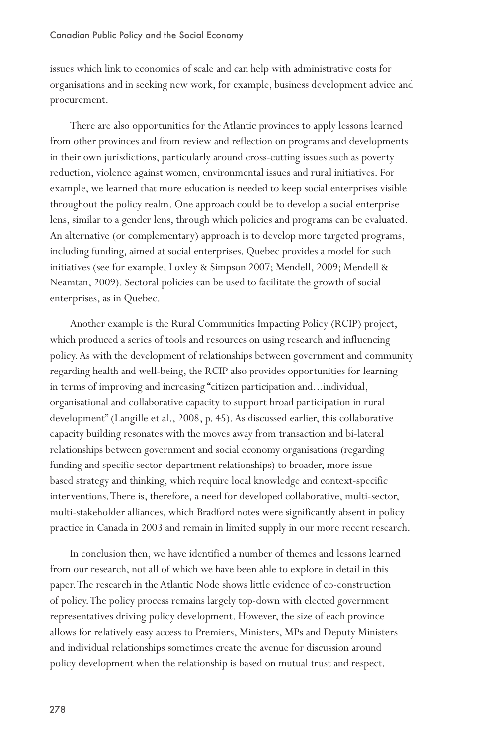issues which link to economies of scale and can help with administrative costs for organisations and in seeking new work, for example, business development advice and procurement.

There are also opportunities for the Atlantic provinces to apply lessons learned from other provinces and from review and reflection on programs and developments in their own jurisdictions, particularly around cross-cutting issues such as poverty reduction, violence against women, environmental issues and rural initiatives. For example, we learned that more education is needed to keep social enterprises visible throughout the policy realm. One approach could be to develop a social enterprise lens, similar to a gender lens, through which policies and programs can be evaluated. An alternative (or complementary) approach is to develop more targeted programs, including funding, aimed at social enterprises. Quebec provides a model for such initiatives (see for example, Loxley & Simpson 2007; Mendell, 2009; Mendell & Neamtan, 2009). Sectoral policies can be used to facilitate the growth of social enterprises, as in Quebec.

Another example is the Rural Communities Impacting Policy (RCIP) project, which produced a series of tools and resources on using research and influencing policy. As with the development of relationships between government and community regarding health and well-being, the RCIP also provides opportunities for learning in terms of improving and increasing "citizen participation and…individual, organisational and collaborative capacity to support broad participation in rural development" (Langille et al., 2008, p. 45). As discussed earlier, this collaborative capacity building resonates with the moves away from transaction and bi-lateral relationships between government and social economy organisations (regarding funding and specific sector-department relationships) to broader, more issue based strategy and thinking, which require local knowledge and context-specific interventions. There is, therefore, a need for developed collaborative, multi-sector, multi-stakeholder alliances, which Bradford notes were significantly absent in policy practice in Canada in 2003 and remain in limited supply in our more recent research.

In conclusion then, we have identified a number of themes and lessons learned from our research, not all of which we have been able to explore in detail in this paper. The research in the Atlantic Node shows little evidence of co-construction of policy. The policy process remains largely top-down with elected government representatives driving policy development. However, the size of each province allows for relatively easy access to Premiers, Ministers, MPs and Deputy Ministers and individual relationships sometimes create the avenue for discussion around policy development when the relationship is based on mutual trust and respect.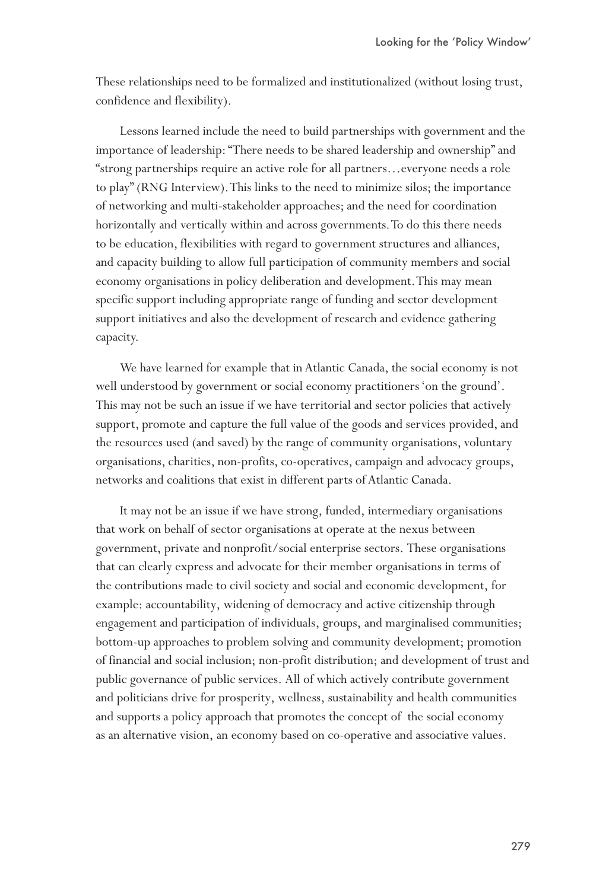These relationships need to be formalized and institutionalized (without losing trust, confidence and flexibility).

Lessons learned include the need to build partnerships with government and the importance of leadership: "There needs to be shared leadership and ownership" and "strong partnerships require an active role for all partners…everyone needs a role to play" (RNG Interview). This links to the need to minimize silos; the importance of networking and multi-stakeholder approaches; and the need for coordination horizontally and vertically within and across governments. To do this there needs to be education, flexibilities with regard to government structures and alliances, and capacity building to allow full participation of community members and social economy organisations in policy deliberation and development. This may mean specific support including appropriate range of funding and sector development support initiatives and also the development of research and evidence gathering capacity.

We have learned for example that in Atlantic Canada, the social economy is not well understood by government or social economy practitioners 'on the ground'. This may not be such an issue if we have territorial and sector policies that actively support, promote and capture the full value of the goods and services provided, and the resources used (and saved) by the range of community organisations, voluntary organisations, charities, non-profits, co-operatives, campaign and advocacy groups, networks and coalitions that exist in different parts of Atlantic Canada.

It may not be an issue if we have strong, funded, intermediary organisations that work on behalf of sector organisations at operate at the nexus between government, private and nonprofit/social enterprise sectors. These organisations that can clearly express and advocate for their member organisations in terms of the contributions made to civil society and social and economic development, for example: accountability, widening of democracy and active citizenship through engagement and participation of individuals, groups, and marginalised communities; bottom-up approaches to problem solving and community development; promotion of financial and social inclusion; non-profit distribution; and development of trust and public governance of public services. All of which actively contribute government and politicians drive for prosperity, wellness, sustainability and health communities and supports a policy approach that promotes the concept of the social economy as an alternative vision, an economy based on co-operative and associative values.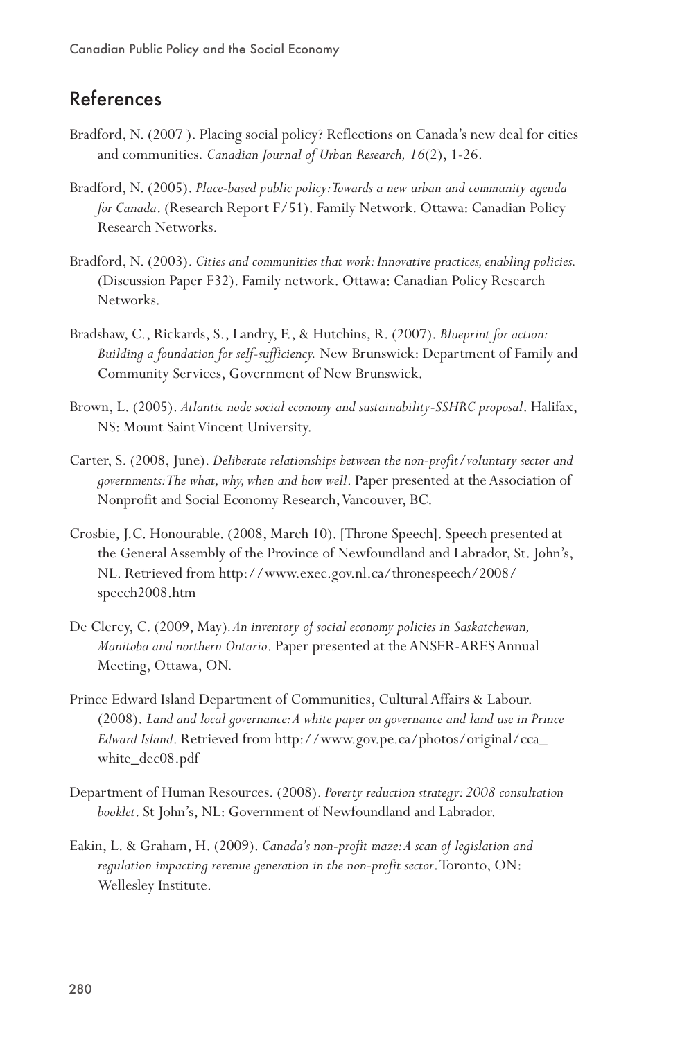## References

Bradford, N. (2007 ). Placing social policy? Reflections on Canada's new deal for cities and communities. *Canadian Journal of Urban Research, 16*(2), 1-26.

Bradford, N. (2005). *Place-based public policy: Towards a new urban and community agenda for Canada*. (Research Report F/51). Family Network. Ottawa: Canadian Policy Research Networks.

Bradford, N. (2003). *Cities and communities that work: Innovative practices, enabling policies.* (Discussion Paper F32). Family network. Ottawa: Canadian Policy Research Networks.

Bradshaw, C., Rickards, S., Landry, F., & Hutchins, R. (2007). *Blueprint for action: Building a foundation for self-sufficiency.* New Brunswick: Department of Family and Community Services, Government of New Brunswick.

Brown, L. (2005). *Atlantic node social economy and sustainability-SSHRC proposal*. Halifax, NS: Mount Saint Vincent University.

Carter, S. (2008, June). *Deliberate relationships between the non-profit/voluntary sector and governments: The what, why, when and how well*. Paper presented at the Association of Nonprofit and Social Economy Research, Vancouver, BC.

Crosbie, J.C. Honourable. (2008, March 10). [Throne Speech]. Speech presented at the General Assembly of the Province of Newfoundland and Labrador, St. John's, NL. Retrieved from http://www.exec.gov.nl.ca/thronespeech/2008/speech2008.htm

De Clercy, C. (2009, May). *An inventory of social economy policies in Saskatchewan, Manitoba and northern Ontario*. Paper presented at the ANSER-ARES Annual Meeting, Ottawa, ON.

Prince Edward Island Department of Communities, Cultural Affairs & Labour. (2008). *Land and local governance: A white paper on governance and land use in Prince Edward Island.* Retrieved from http://www.gov.pe.ca/photos/original/cca_white_dec08.pdf

Department of Human Resources. (2008). *Poverty reduction strategy: 2008 consultation booklet*. St John's, NL: Government of Newfoundland and Labrador.

Eakin, L. & Graham, H. (2009). *Canada's non-profit maze: A scan of legislation and regulation impacting revenue generation in the non-profit sector*. Toronto, ON: Wellesley Institute.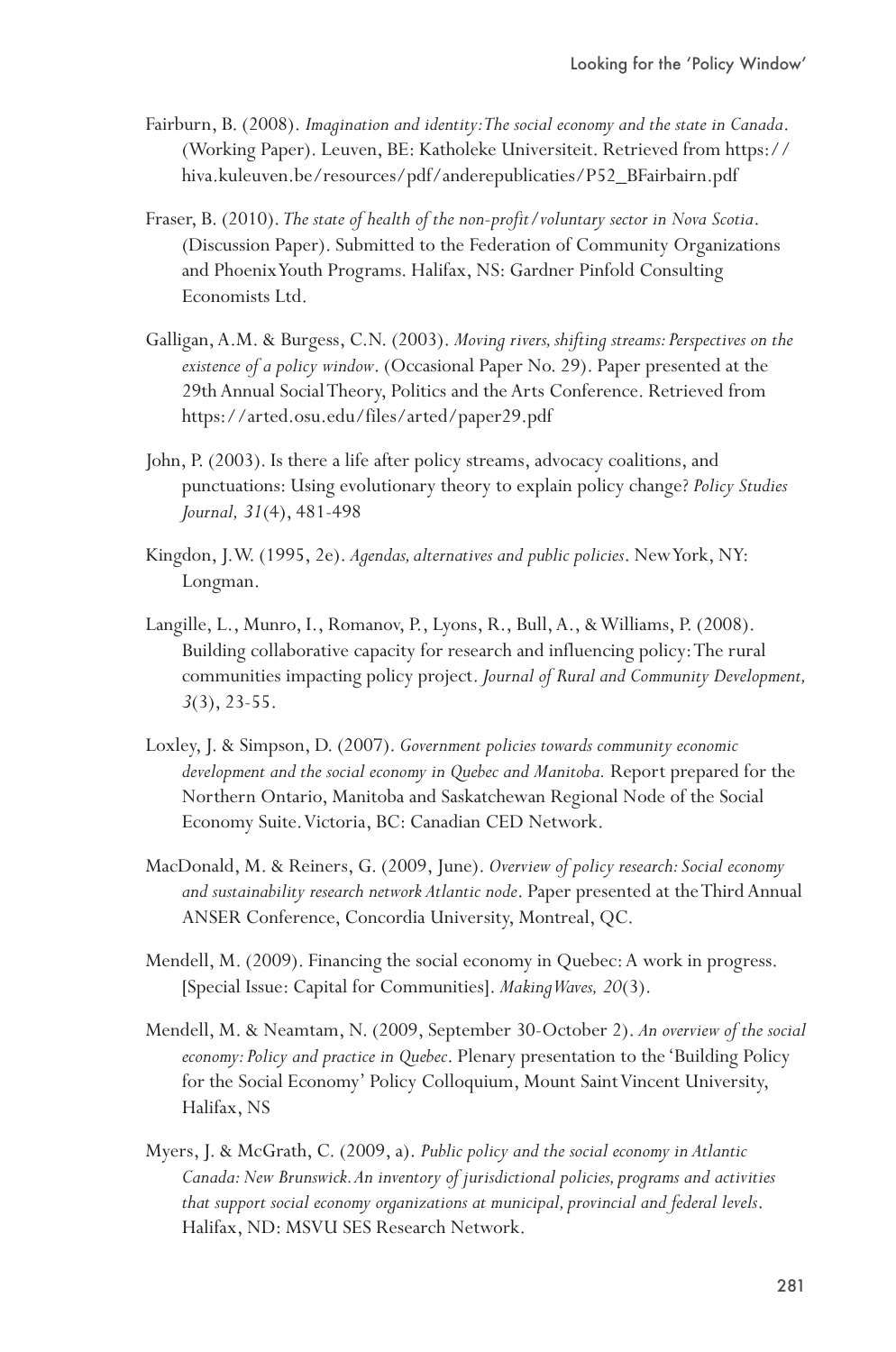Fairburn, B. (2008). *Imagination and identity: The social economy and the state in Canada*. (Working Paper). Leuven, BE: Katholeke Universiteit. Retrieved from https://hiva.kuleuven.be/resources/pdf/anderepublicaties/P52_BFairbairn.pdf

Fraser, B. (2010). *The state of health of the non-profit/voluntary sector in Nova Scotia*. (Discussion Paper). Submitted to the Federation of Community Organizations and Phoenix Youth Programs. Halifax, NS: Gardner Pinfold Consulting Economists Ltd.

Galligan, A.M. & Burgess, C.N. (2003). *Moving rivers, shifting streams: Perspectives on the existence of a policy window*. (Occasional Paper No. 29). Paper presented at the 29th Annual Social Theory, Politics and the Arts Conference. Retrieved from https://arted.osu.edu/files/arted/paper29.pdf

John, P. (2003). Is there a life after policy streams, advocacy coalitions, and punctuations: Using evolutionary theory to explain policy change? *Policy Studies Journal, 31*(4), 481-498

Kingdon, J.W. (1995, 2e). *Agendas, alternatives and public policies*. New York, NY: Longman.

Langille, L., Munro, I., Romanov, P., Lyons, R., Bull, A., & Williams, P. (2008). Building collaborative capacity for research and influencing policy: The rural communities impacting policy project. *Journal of Rural and Community Development, 3*(3), 23-55.

Loxley, J. & Simpson, D. (2007). *Government policies towards community economic development and the social economy in Quebec and Manitoba.* Report prepared for the Northern Ontario, Manitoba and Saskatchewan Regional Node of the Social Economy Suite. Victoria, BC: Canadian CED Network.

MacDonald, M. & Reiners, G. (2009, June). *Overview of policy research: Social economy and sustainability research network Atlantic node*. Paper presented at the Third Annual ANSER Conference, Concordia University, Montreal, QC.

Mendell, M. (2009). Financing the social economy in Quebec: A work in progress. [Special Issue: Capital for Communities]. *Making Waves, 20*(3).

Mendell, M. & Neamtam, N. (2009, September 30-October 2). *An overview of the social economy: Policy and practice in Quebec*. Plenary presentation to the 'Building Policy for the Social Economy' Policy Colloquium, Mount Saint Vincent University, Halifax, NS

Myers, J. & McGrath, C. (2009, a). *Public policy and the social economy in Atlantic Canada: New Brunswick. An inventory of jurisdictional policies, programs and activities that support social economy organizations at municipal, provincial and federal levels*. Halifax, ND: MSVU SES Research Network.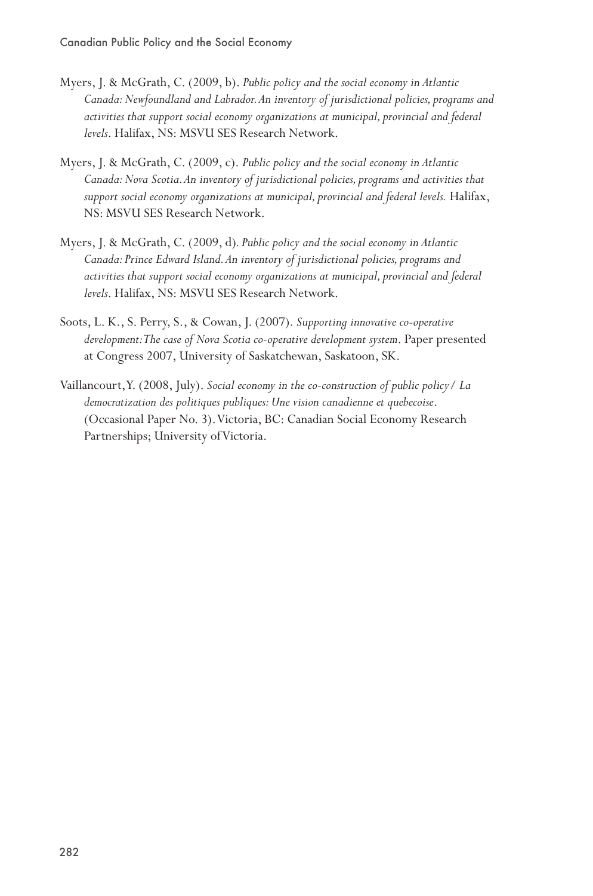Myers, J. & McGrath, C. (2009, b). *Public policy and the social economy in Atlantic Canada: Newfoundland and Labrador. An inventory of jurisdictional policies, programs and activities that support social economy organizations at municipal, provincial and federal levels*. Halifax, NS: MSVU SES Research Network.

Myers, J. & McGrath, C. (2009, c). *Public policy and the social economy in Atlantic Canada: Nova Scotia. An inventory of jurisdictional policies, programs and activities that support social economy organizations at municipal, provincial and federal levels.* Halifax, NS: MSVU SES Research Network.

Myers, J. & McGrath, C. (2009, d). *Public policy and the social economy in Atlantic Canada: Prince Edward Island. An inventory of jurisdictional policies, programs and activities that support social economy organizations at municipal, provincial and federal levels*. Halifax, NS: MSVU SES Research Network.

Soots, L. K., S. Perry, S., & Cowan, J. (2007). *Supporting innovative co-operative development: The case of Nova Scotia co-operative development system*. Paper presented at Congress 2007, University of Saskatchewan, Saskatoon, SK.

Vaillancourt, Y. (2008, July). *Social economy in the co-construction of public policy / La democratization des politiques publiques: Une vision canadienne et quebecoise*. (Occasional Paper No. 3). Victoria, BC: Canadian Social Economy Research Partnerships; University of Victoria.